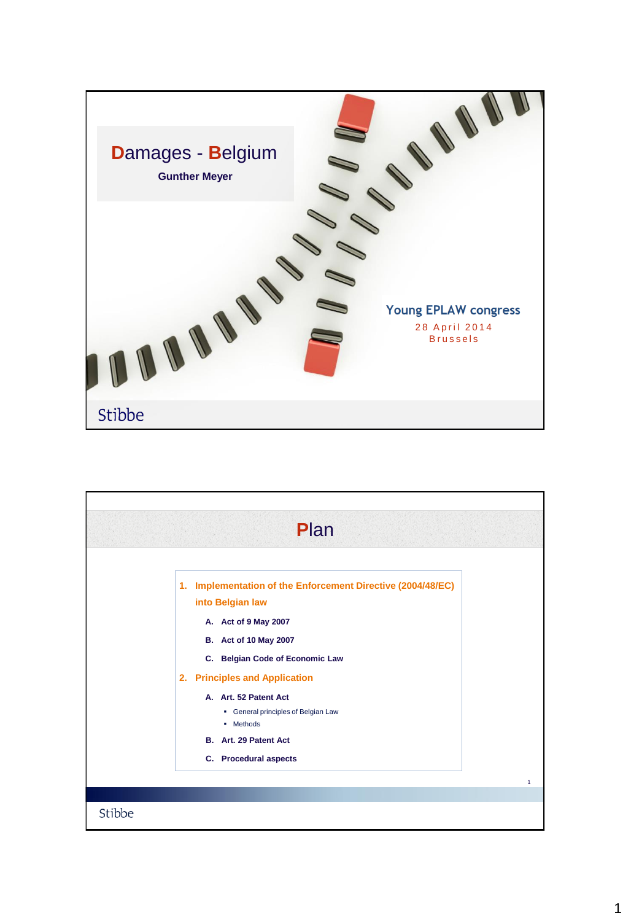# Damages - Belgium

**Gunther Meyer**

Young EPLAW congress

28 April 2014
Brussels

Stibbe

## Plan

1. **Implementation of the Enforcement Directive (2004/48/EC) into Belgian law**
   - A. **Act of 9 May 2007**
   - B. **Act of 10 May 2007**
   - C. **Belgian Code of Economic Law**
2. **Principles and Application**
   - A. **Art. 52 Patent Act**
     - General principles of Belgian Law
     - Methods
   - B. **Art. 29 Patent Act**
   - C. **Procedural aspects**

Stibbe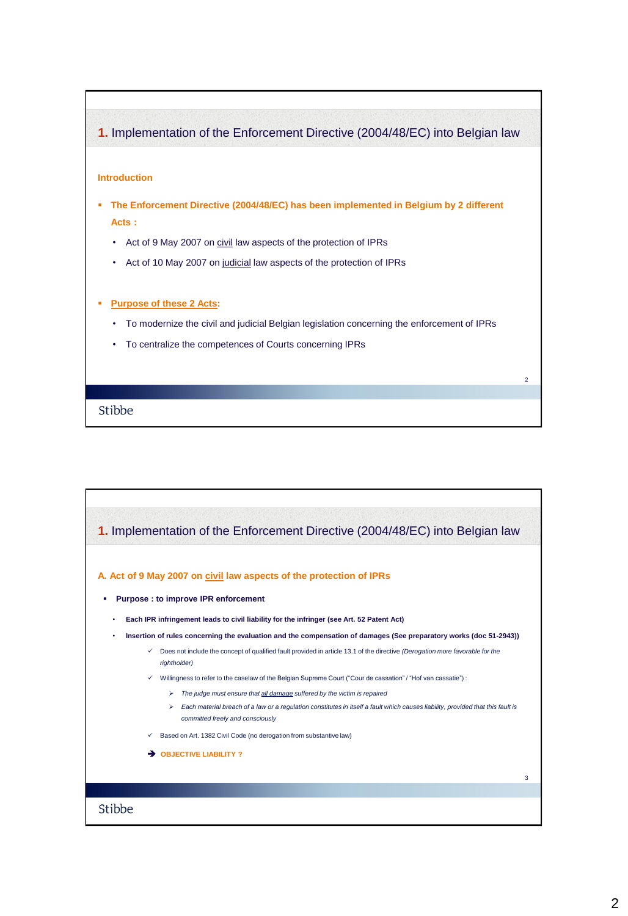## 1. Implementation of the Enforcement Directive (2004/48/EC) into Belgian law

### Introduction

- **The Enforcement Directive (2004/48/EC) has been implemented in Belgium by 2 different Acts :**
  - Act of 9 May 2007 on civil law aspects of the protection of IPRs
  - Act of 10 May 2007 on judicial law aspects of the protection of IPRs

- **Purpose of these 2 Acts:**
  - To modernize the civil and judicial Belgian legislation concerning the enforcement of IPRs
  - To centralize the competences of Courts concerning IPRs

Stibbe

## 1. Implementation of the Enforcement Directive (2004/48/EC) into Belgian law

### A. Act of 9 May 2007 on civil law aspects of the protection of IPRs

- **Purpose : to improve IPR enforcement**
  - **Each IPR infringement leads to civil liability for the infringer (see Art. 52 Patent Act)**
  - **Insertion of rules concerning the evaluation and the compensation of damages (See preparatory works (doc 51-2943))**
    - ✓ Does not include the concept of qualified fault provided in article 13.1 of the directive *(Derogation more favorable for the rightholder)*
    - ✓ Willingness to refer to the caselaw of the Belgian Supreme Court ("Cour de cassation" / "Hof van cassatie") :
      - ➢ *The judge must ensure that all damage suffered by the victim is repaired*
      - ➢ *Each material breach of a law or a regulation constitutes in itself a fault which causes liability, provided that this fault is committed freely and consciously*
    - ✓ Based on Art. 1382 Civil Code (no derogation from substantive law)

➔ **OBJECTIVE LIABILITY ?**

Stibbe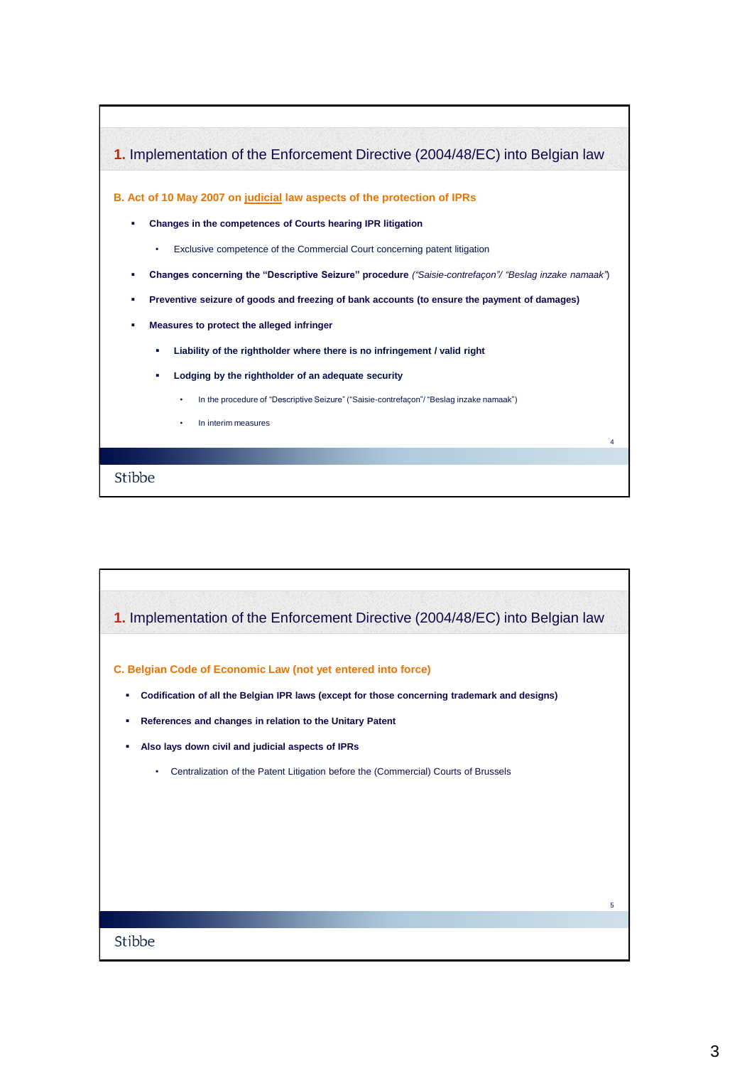## 1. Implementation of the Enforcement Directive (2004/48/EC) into Belgian law

### B. Act of 10 May 2007 on judicial law aspects of the protection of IPRs

- **Changes in the competences of Courts hearing IPR litigation**
  - Exclusive competence of the Commercial Court concerning patent litigation
- **Changes concerning the "Descriptive Seizure" procedure** *("Saisie-contrefaçon"/ "Beslag inzake namaak")*
- **Preventive seizure of goods and freezing of bank accounts (to ensure the payment of damages)**
- **Measures to protect the alleged infringer**
  - **Liability of the rightholder where there is no infringement / valid right**
  - **Lodging by the rightholder of an adequate security**
    - In the procedure of "Descriptive Seizure" ("Saisie-contrefaçon"/ "Beslag inzake namaak")
    - In interim measures

## 1. Implementation of the Enforcement Directive (2004/48/EC) into Belgian law

### C. Belgian Code of Economic Law (not yet entered into force)

- **Codification of all the Belgian IPR laws (except for those concerning trademark and designs)**
- **References and changes in relation to the Unitary Patent**
- **Also lays down civil and judicial aspects of IPRs**
  - Centralization of the Patent Litigation before the (Commercial) Courts of Brussels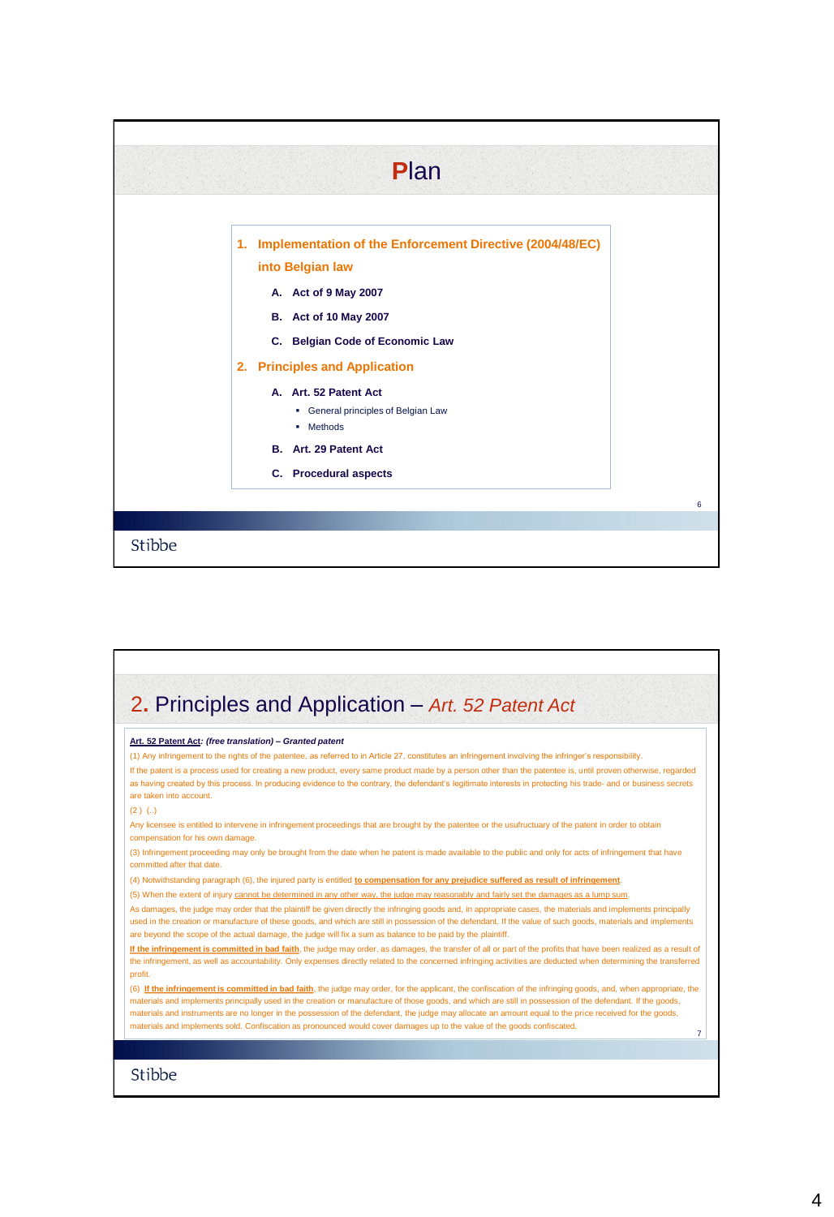# Plan

1. **Implementation of the Enforcement Directive (2004/48/EC) into Belgian law**
   - **A. Act of 9 May 2007**
   - **B. Act of 10 May 2007**
   - **C. Belgian Code of Economic Law**
2. **Principles and Application**
   - **A. Art. 52 Patent Act**
     - General principles of Belgian Law
     - Methods
   - **B. Art. 29 Patent Act**
   - **C. Procedural aspects**

Stibbe

# 2. Principles and Application – *Art. 52 Patent Act*

**Art. 52 Patent Act**: ***(free translation) – Granted patent***

(1) Any infringement to the rights of the patentee, as referred to in Article 27, constitutes an infringement involving the infringer's responsibility.

If the patent is a process used for creating a new product, every same product made by a person other than the patentee is, until proven otherwise, regarded as having created by this process. In producing evidence to the contrary, the defendant's legitimate interests in protecting his trade- and or business secrets are taken into account.

(2 ) (..)

Any licensee is entitled to intervene in infringement proceedings that are brought by the patentee or the usufructuary of the patent in order to obtain compensation for his own damage.

(3) Infringement proceeding may only be brought from the date when he patent is made available to the public and only for acts of infringement that have committed after that date.

(4) Notwithstanding paragraph (6), the injured party is entitled **to compensation for any prejudice suffered as result of infringement**.

(5) When the extent of injury cannot be determined in any other way, the judge may reasonably and fairly set the damages as a lump sum.

As damages, the judge may order that the plaintiff be given directly the infringing goods and, in appropriate cases, the materials and implements principally used in the creation or manufacture of these goods, and which are still in possession of the defendant. If the value of such goods, materials and implements are beyond the scope of the actual damage, the judge will fix a sum as balance to be paid by the plaintiff.

**If the infringement is committed in bad faith**, the judge may order, as damages, the transfer of all or part of the profits that have been realized as a result of the infringement, as well as accountability. Only expenses directly related to the concerned infringing activities are deducted when determining the transferred profit.

(6) **If the infringement is committed in bad faith**, the judge may order, for the applicant, the confiscation of the infringing goods, and, when appropriate, the materials and implements principally used in the creation or manufacture of those goods, and which are still in possession of the defendant. If the goods, materials and instruments are no longer in the possession of the defendant, the judge may allocate an amount equal to the price received for the goods, materials and implements sold. Confiscation as pronounced would cover damages up to the value of the goods confiscated.

Stibbe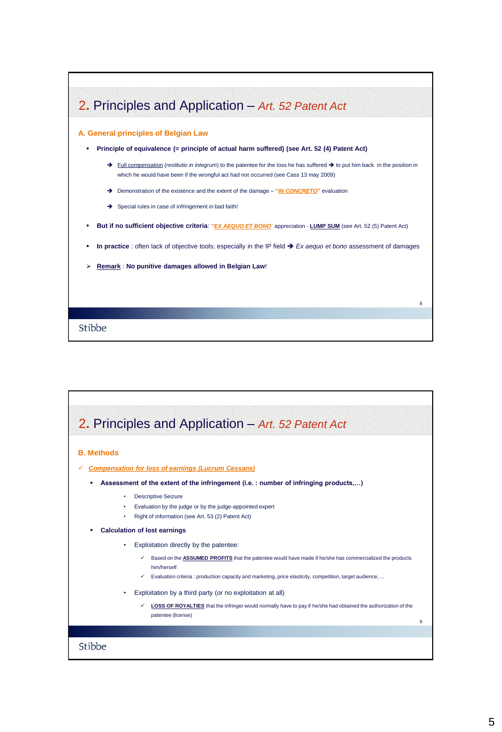## 2. Principles and Application – *Art. 52 Patent Act*

### A. General principles of Belgian Law

- **Principle of equivalence (= principle of actual harm suffered) (see Art. 52 (4) Patent Act)**
  - ➔ Full compensation (*restitutio in integrum*) to the patentee for the loss he has suffered ➔ to put him back in the position in which he would have been if the wrongful act had not occurred (see Cass 13 may 2009)
  - ➔ Demonstration of the existence and the extent of the damage – **"*IN CONCRETO*"** evaluation
  - ➔ Special rules in case of infringement in bad faith!
- **But if no sufficient objective criteria**: **"*EX AEQUO ET BONO*"** appreciation - **LUMP SUM** (see Art. 52 (5) Patent Act)
- **In practice** : often lack of objective tools; especially in the IP field ➔ *Ex aequo et bono* assessment of damages

➢ **Remark** : **No punitive damages allowed in Belgian Law**!

## 2. Principles and Application – *Art. 52 Patent Act*

### B. Methods

✓ ***Compensation for loss of earnings (Lucrum Cessans)***

- **Assessment of the extent of the infringement (i.e. : number of infringing products,…)**
  - Descriptive Seizure
  - Evaluation by the judge or by the judge-appointed expert
  - Right of information (see Art. 53 (2) Patent Act)
- **Calculation of lost earnings**
  - Exploitation directly by the patentee:
    - ✓ Based on the **ASSUMED PROFITS** that the patentee would have made if he/she has commercialized the products him/herself
    - ✓ Evaluation criteria : production capacity and marketing, price elasticity, competition, target audience, ...
  - Exploitation by a third party (or no exploitation at all)
    - ✓ **LOSS OF ROYALTIES** that the infringer would normally have to pay if he/she had obtained the authorization of the patentee (license)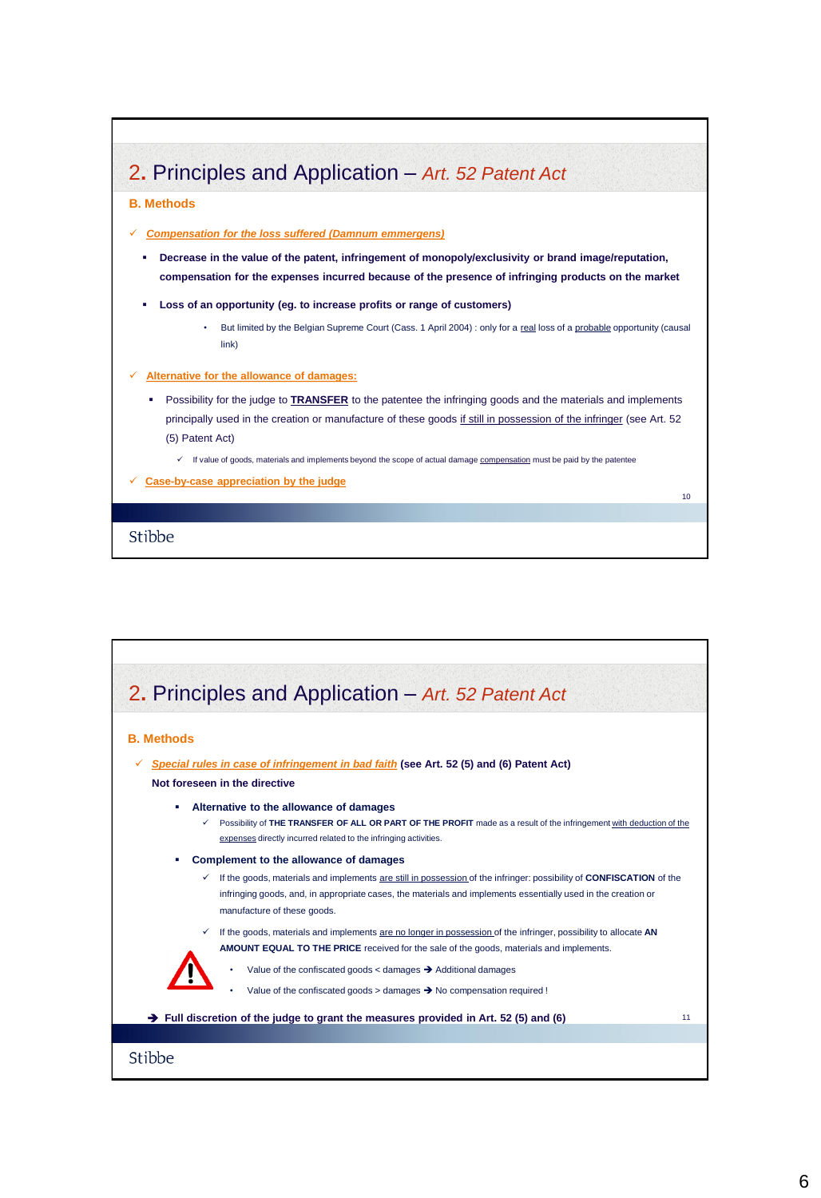## 2. Principles and Application – *Art. 52 Patent Act*

### B. Methods

✓ ***Compensation for the loss suffered (Damnum emmergens)***

- **Decrease in the value of the patent, infringement of monopoly/exclusivity or brand image/reputation, compensation for the expenses incurred because of the presence of infringing products on the market**
- **Loss of an opportunity (eg. to increase profits or range of customers)**
  - But limited by the Belgian Supreme Court (Cass. 1 April 2004) : only for a real loss of a probable opportunity (causal link)

✓ **Alternative for the allowance of damages:**

- Possibility for the judge to **TRANSFER** to the patentee the infringing goods and the materials and implements principally used in the creation or manufacture of these goods if still in possession of the infringer (see Art. 52 (5) Patent Act)
  - ✓ If value of goods, materials and implements beyond the scope of actual damage compensation must be paid by the patentee

✓ **Case-by-case appreciation by the judge**

---

## 2. Principles and Application – *Art. 52 Patent Act*

### B. Methods

✓ ***Special rules in case of infringement in bad faith*** **(see Art. 52 (5) and (6) Patent Act)**

**Not foreseen in the directive**

- **Alternative to the allowance of damages**
  - ✓ Possibility of **THE TRANSFER OF ALL OR PART OF THE PROFIT** made as a result of the infringement with deduction of the expenses directly incurred related to the infringing activities.
- **Complement to the allowance of damages**
  - ✓ If the goods, materials and implements are still in possession of the infringer: possibility of **CONFISCATION** of the infringing goods, and, in appropriate cases, the materials and implements essentially used in the creation or manufacture of these goods.
  - ✓ If the goods, materials and implements are no longer in possession of the infringer, possibility to allocate **AN AMOUNT EQUAL TO THE PRICE** received for the sale of the goods, materials and implements.
    - Value of the confiscated goods < damages → Additional damages
    - Value of the confiscated goods > damages → No compensation required !

→ **Full discretion of the judge to grant the measures provided in Art. 52 (5) and (6)**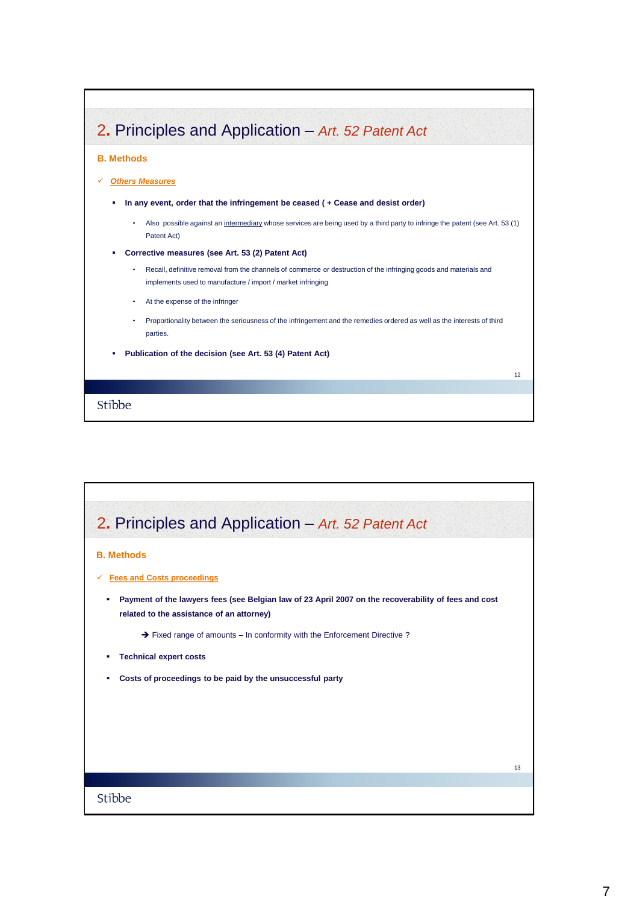## 2. Principles and Application – *Art. 52 Patent Act*

**B. Methods**

✓ ***Others Measures***

- **In any event, order that the infringement be ceased ( + Cease and desist order)**
  - Also possible against an intermediary whose services are being used by a third party to infringe the patent (see Art. 53 (1) Patent Act)
- **Corrective measures (see Art. 53 (2) Patent Act)**
  - Recall, definitive removal from the channels of commerce or destruction of the infringing goods and materials and implements used to manufacture / import / market infringing
  - At the expense of the infringer
  - Proportionality between the seriousness of the infringement and the remedies ordered as well as the interests of third parties.
- **Publication of the decision (see Art. 53 (4) Patent Act)**

Stibbe

## 2. Principles and Application – *Art. 52 Patent Act*

**B. Methods**

✓ **Fees and Costs proceedings**

- **Payment of the lawyers fees (see Belgian law of 23 April 2007 on the recoverability of fees and cost related to the assistance of an attorney)**

  ➔ Fixed range of amounts – In conformity with the Enforcement Directive ?
- **Technical expert costs**
- **Costs of proceedings to be paid by the unsuccessful party**

Stibbe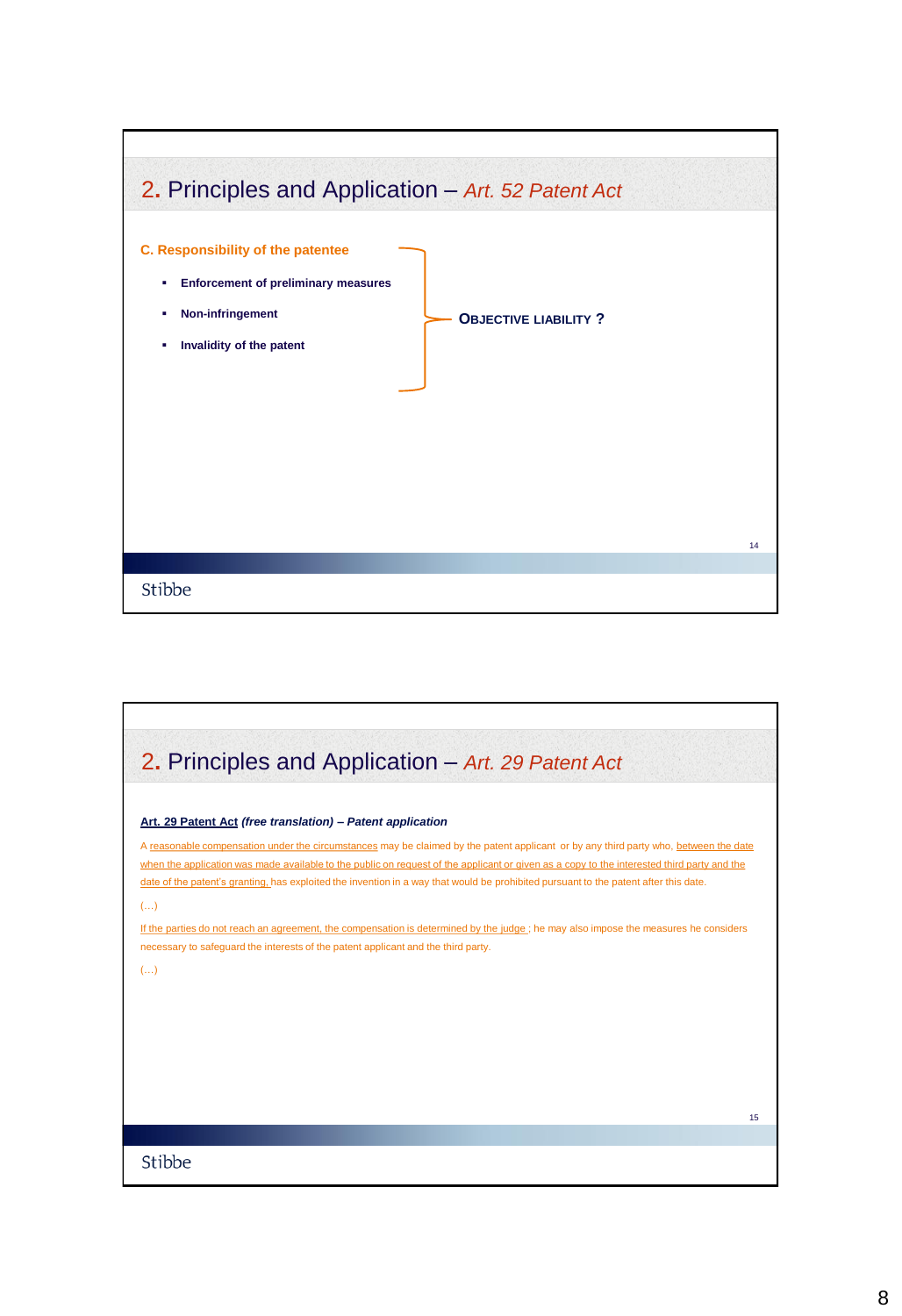## 2. Principles and Application – *Art. 52 Patent Act*

**C. Responsibility of the patentee**

- **Enforcement of preliminary measures**
- **Non-infringement**
- **Invalidity of the patent**

**OBJECTIVE LIABILITY ?**

## 2. Principles and Application – *Art. 29 Patent Act*

**Art. 29 Patent Act** ***(free translation) – Patent application***

A reasonable compensation under the circumstances may be claimed by the patent applicant or by any third party who, between the date when the application was made available to the public on request of the applicant or given as a copy to the interested third party and the date of the patent's granting, has exploited the invention in a way that would be prohibited pursuant to the patent after this date.

(…)

If the parties do not reach an agreement, the compensation is determined by the judge ; he may also impose the measures he considers necessary to safeguard the interests of the patent applicant and the third party.

(…)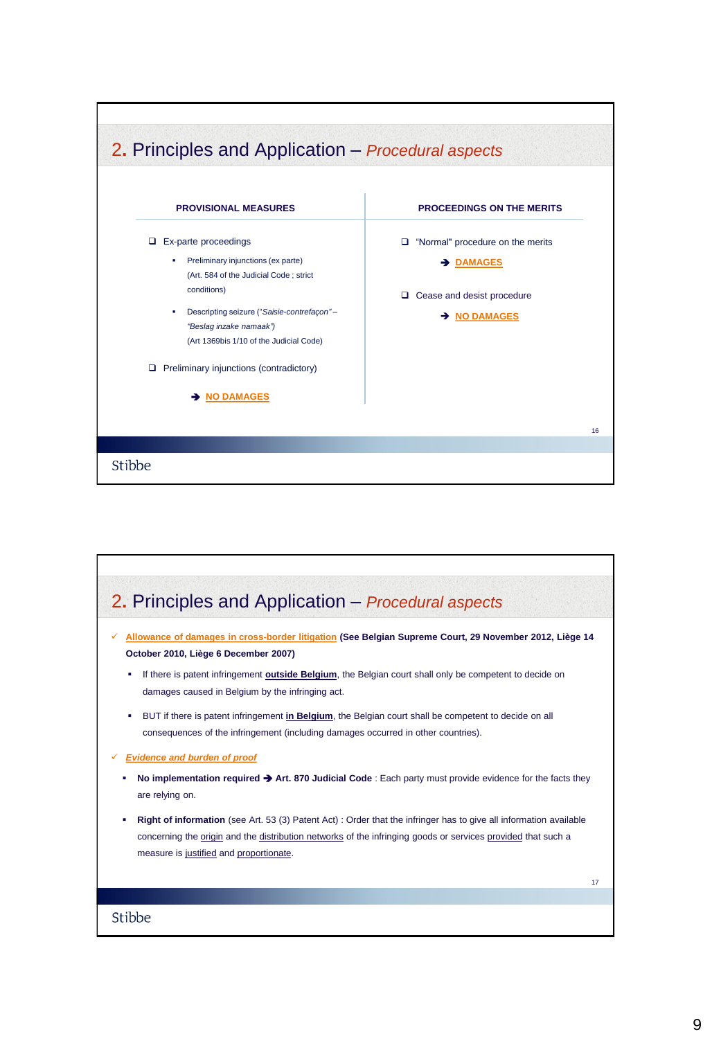## 2. Principles and Application – *Procedural aspects*

| PROVISIONAL MEASURES | PROCEEDINGS ON THE MERITS |
|---|---|
| ❑ Ex-parte proceedings<br>▪ Preliminary injunctions (ex parte) (Art. 584 of the Judicial Code ; strict conditions)<br>▪ Descripting seizure (*"Saisie-contrefaçon" – "Beslag inzake namaak"*) (Art 1369bis 1/10 of the Judicial Code)<br><br>❑ Preliminary injunctions (contradictory)<br><br>➔ **NO DAMAGES** | ❑ "Normal" procedure on the merits<br>➔ **DAMAGES**<br><br>❑ Cease and desist procedure<br>➔ **NO DAMAGES** |

## 2. Principles and Application – *Procedural aspects*

- ✓ **Allowance of damages in cross-border litigation (See Belgian Supreme Court, 29 November 2012, Liège 14 October 2010, Liège 6 December 2007)**
  - If there is patent infringement **outside Belgium**, the Belgian court shall only be competent to decide on damages caused in Belgium by the infringing act.
  - BUT if there is patent infringement **in Belgium**, the Belgian court shall be competent to decide on all consequences of the infringement (including damages occurred in other countries).
- ✓ ***Evidence and burden of proof***
  - **No implementation required ➔ Art. 870 Judicial Code** : Each party must provide evidence for the facts they are relying on.
  - **Right of information** (see Art. 53 (3) Patent Act) : Order that the infringer has to give all information available concerning the origin and the distribution networks of the infringing goods or services provided that such a measure is justified and proportionate.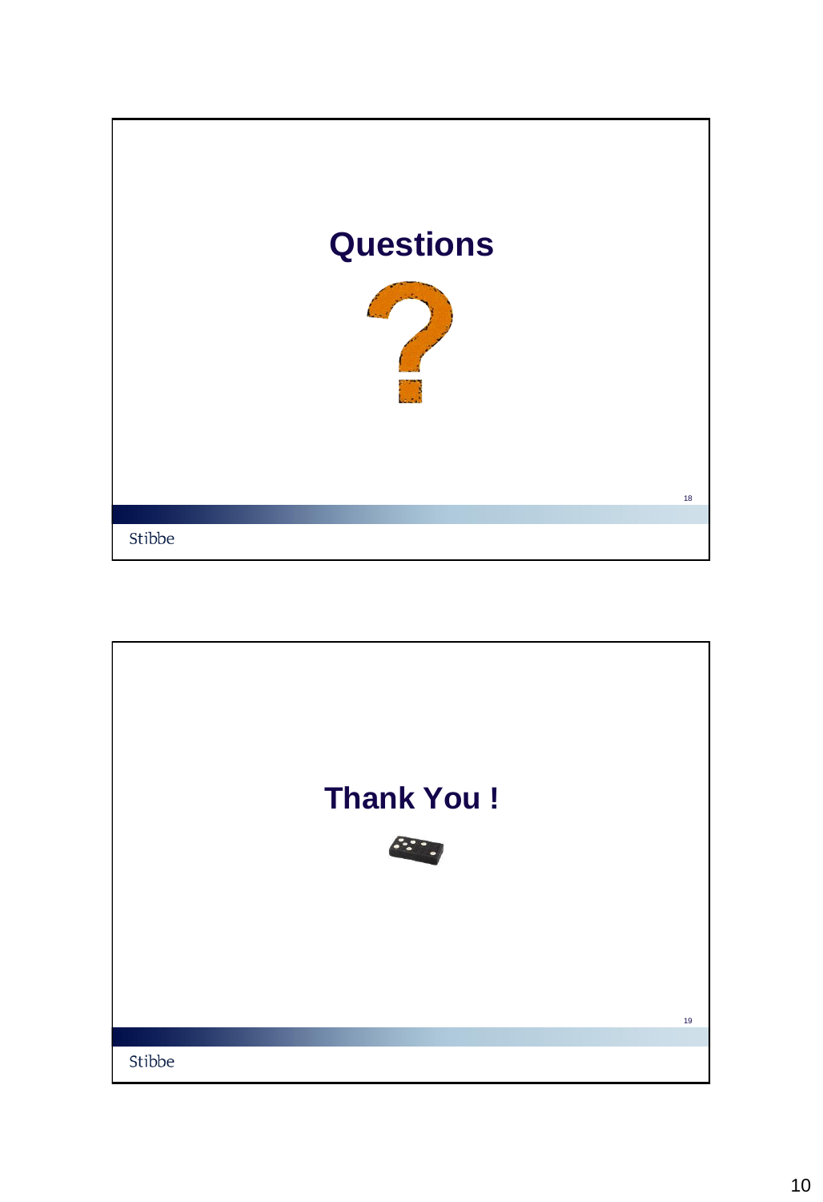# Questions

# Thank You !